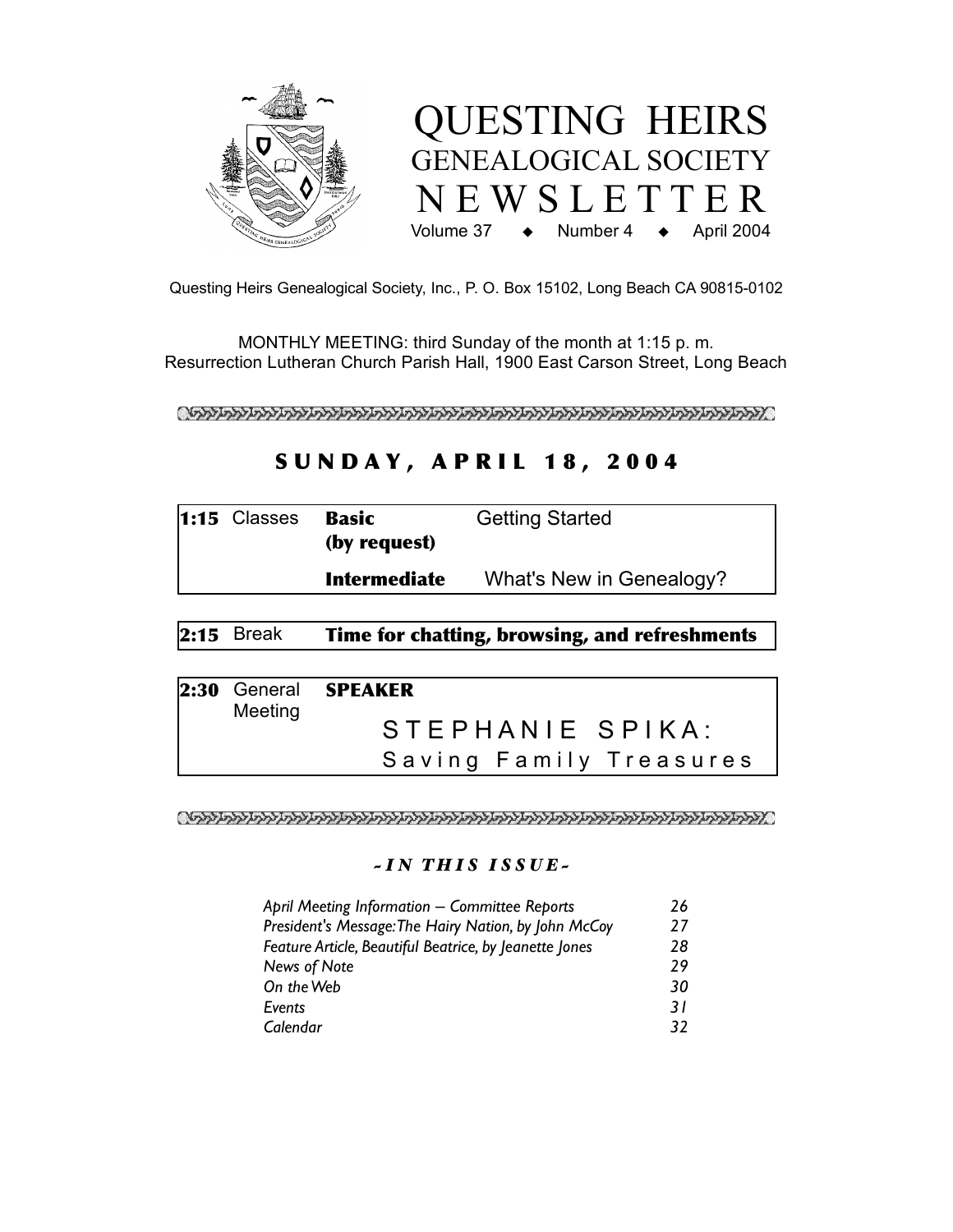# QUESTING HEIRS GENEALOGICAL SOCIETY NEWSLETTER

Volume 37 ◆ Number 4 ◆ April 2004

Questing Heirs Genealogical Society, Inc., P. O. Box 15102, Long Beach CA 90815-0102

MONTHLY MEETING: third Sunday of the month at 1:15 p. m.
Resurrection Lutheran Church Parish Hall, 1900 East Carson Street, Long Beach

## SUNDAY, APRIL 18, 2004

| | | | |
|---|---|---|---|
| **1:15** | Classes | **Basic (by request)** | Getting Started |
| | | **Intermediate** | What's New in Genealogy? |

| | | |
|---|---|---|
| **2:15** | Break | **Time for chatting, browsing, and refreshments** |

| | | |
|---|---|---|
| **2:30** | General Meeting | **SPEAKER** STEPHANIE SPIKA: Saving Family Treasures |

### *~IN THIS ISSUE~*

| | |
|---|---|
| *April Meeting Information – Committee Reports* | *26* |
| *President's Message: The Hairy Nation, by John McCoy* | *27* |
| *Feature Article, Beautiful Beatrice, by Jeanette Jones* | *28* |
| *News of Note* | *29* |
| *On the Web* | *30* |
| *Events* | *31* |
| *Calendar* | *32* |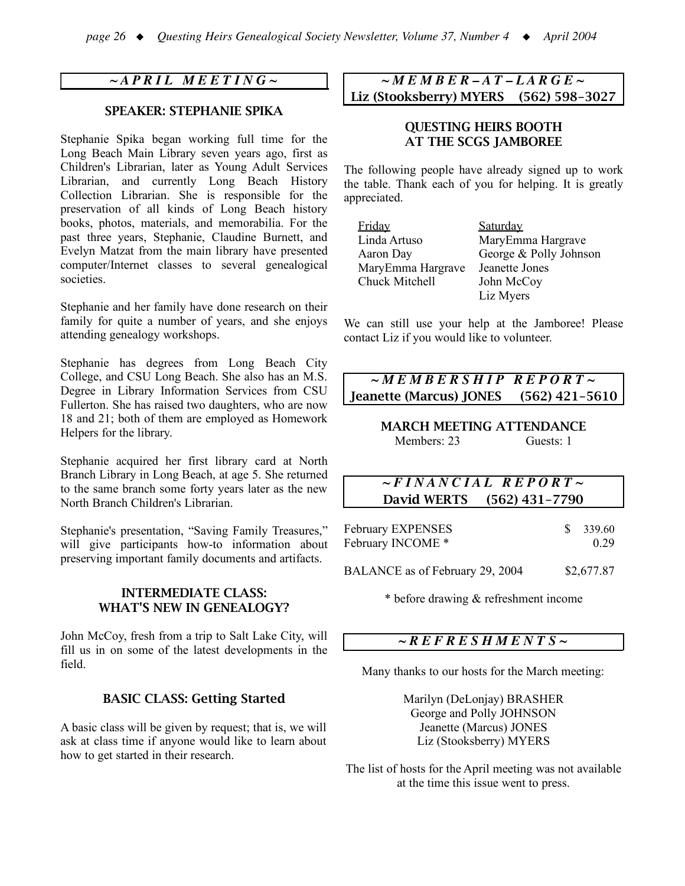## ~ APRIL MEETING ~

### SPEAKER: STEPHANIE SPIKA

Stephanie Spika began working full time for the Long Beach Main Library seven years ago, first as Children's Librarian, later as Young Adult Services Librarian, and currently Long Beach History Collection Librarian. She is responsible for the preservation of all kinds of Long Beach history books, photos, materials, and memorabilia. For the past three years, Stephanie, Claudine Burnett, and Evelyn Matzat from the main library have presented computer/Internet classes to several genealogical societies.

Stephanie and her family have done research on their family for quite a number of years, and she enjoys attending genealogy workshops.

Stephanie has degrees from Long Beach City College, and CSU Long Beach. She also has an M.S. Degree in Library Information Services from CSU Fullerton. She has raised two daughters, who are now 18 and 21; both of them are employed as Homework Helpers for the library.

Stephanie acquired her first library card at North Branch Library in Long Beach, at age 5. She returned to the same branch some forty years later as the new North Branch Children's Librarian.

Stephanie's presentation, "Saving Family Treasures," will give participants how-to information about preserving important family documents and artifacts.

### INTERMEDIATE CLASS: WHAT'S NEW IN GENEALOGY?

John McCoy, fresh from a trip to Salt Lake City, will fill us in on some of the latest developments in the field.

### BASIC CLASS: Getting Started

A basic class will be given by request; that is, we will ask at class time if anyone would like to learn about how to get started in their research.

## ~ MEMBER–AT–LARGE ~

**Liz (Stooksberry) MYERS (562) 598-3027**

### QUESTING HEIRS BOOTH AT THE SCGS JAMBOREE

The following people have already signed up to work the table. Thank each of you for helping. It is greatly appreciated.

| Friday | Saturday |
|---|---|
| Linda Artuso | MaryEmma Hargrave |
| Aaron Day | George & Polly Johnson |
| MaryEmma Hargrave | Jeanette Jones |
| Chuck Mitchell | John McCoy |
| | Liz Myers |

We can still use your help at the Jamboree! Please contact Liz if you would like to volunteer.

## ~ MEMBERSHIP REPORT ~

**Jeanette (Marcus) JONES (562) 421-5610**

### MARCH MEETING ATTENDANCE

Members: 23 Guests: 1

## ~ FINANCIAL REPORT ~

**David WERTS (562) 431-7790**

| | |
|---|---|
| February EXPENSES | $ 339.60 |
| February INCOME * | 0.29 |
| BALANCE as of February 29, 2004 | $2,677.87 |

\* before drawing & refreshment income

## ~ REFRESHMENTS ~

Many thanks to our hosts for the March meeting:

Marilyn (DeLonjay) BRASHER
George and Polly JOHNSON
Jeanette (Marcus) JONES
Liz (Stooksberry) MYERS

The list of hosts for the April meeting was not available at the time this issue went to press.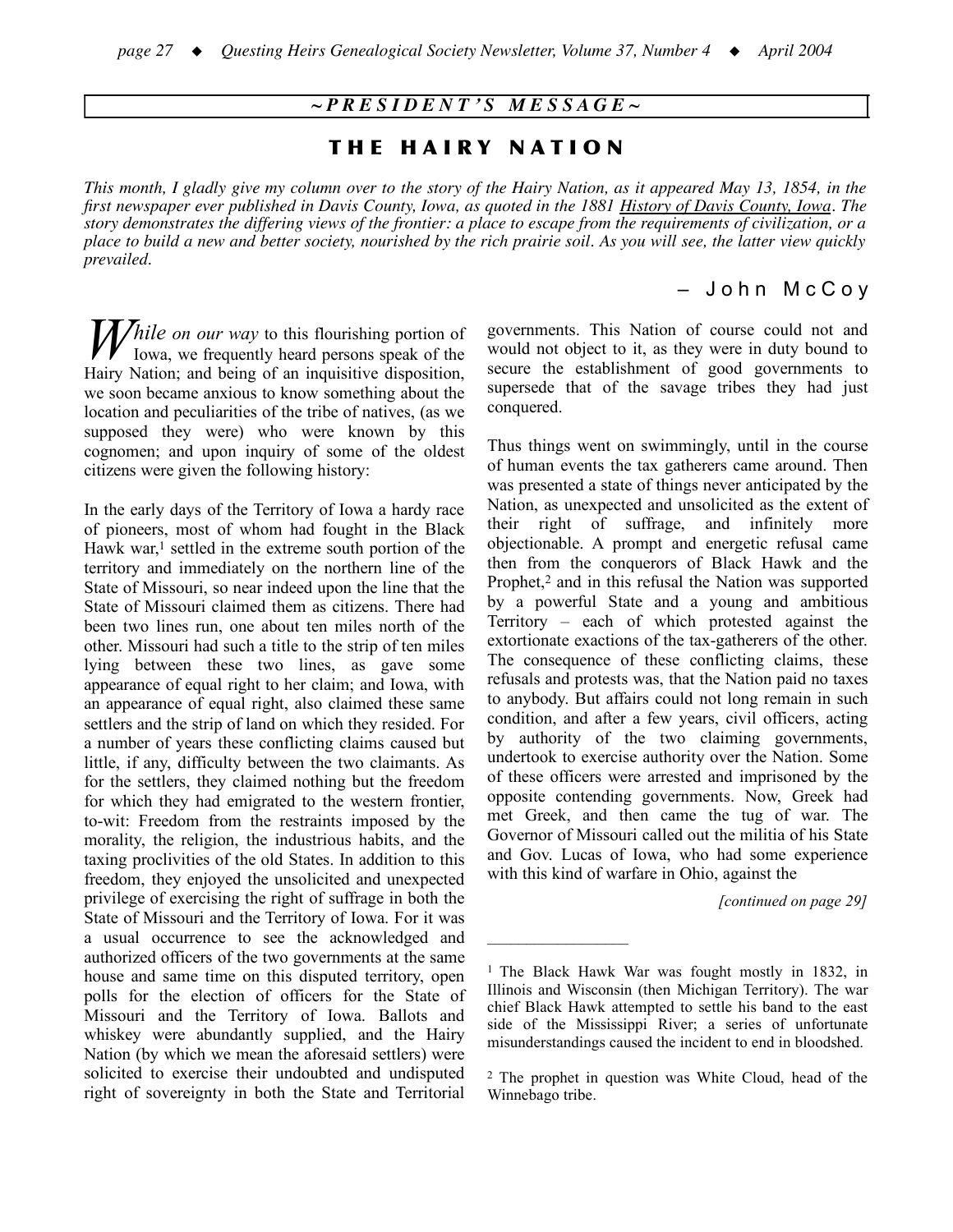## ~PRESIDENT'S MESSAGE~

# THE HAIRY NATION

*This month, I gladly give my column over to the story of the Hairy Nation, as it appeared May 13, 1854, in the first newspaper ever published in Davis County, Iowa, as quoted in the 1881 History of Davis County, Iowa. The story demonstrates the differing views of the frontier: a place to escape from the requirements of civilization, or a place to build a new and better society, nourished by the rich prairie soil. As you will see, the latter view quickly prevailed.*

– John McCoy

*While on our way* to this flourishing portion of Iowa, we frequently heard persons speak of the Hairy Nation; and being of an inquisitive disposition, we soon became anxious to know something about the location and peculiarities of the tribe of natives, (as we supposed they were) who were known by this cognomen; and upon inquiry of some of the oldest citizens were given the following history:

In the early days of the Territory of Iowa a hardy race of pioneers, most of whom had fought in the Black Hawk war,[1] settled in the extreme south portion of the territory and immediately on the northern line of the State of Missouri, so near indeed upon the line that the State of Missouri claimed them as citizens. There had been two lines run, one about ten miles north of the other. Missouri had such a title to the strip of ten miles lying between these two lines, as gave some appearance of equal right to her claim; and Iowa, with an appearance of equal right, also claimed these same settlers and the strip of land on which they resided. For a number of years these conflicting claims caused but little, if any, difficulty between the two claimants. As for the settlers, they claimed nothing but the freedom for which they had emigrated to the western frontier, to-wit: Freedom from the restraints imposed by the morality, the religion, the industrious habits, and the taxing proclivities of the old States. In addition to this freedom, they enjoyed the unsolicited and unexpected privilege of exercising the right of suffrage in both the State of Missouri and the Territory of Iowa. For it was a usual occurrence to see the acknowledged and authorized officers of the two governments at the same house and same time on this disputed territory, open polls for the election of officers for the State of Missouri and the Territory of Iowa. Ballots and whiskey were abundantly supplied, and the Hairy Nation (by which we mean the aforesaid settlers) were solicited to exercise their undoubted and undisputed right of sovereignty in both the State and Territorial governments. This Nation of course could not and would not object to it, as they were in duty bound to secure the establishment of good governments to supersede that of the savage tribes they had just conquered.

Thus things went on swimmingly, until in the course of human events the tax gatherers came around. Then was presented a state of things never anticipated by the Nation, as unexpected and unsolicited as the extent of their right of suffrage, and infinitely more objectionable. A prompt and energetic refusal came then from the conquerors of Black Hawk and the Prophet,[2] and in this refusal the Nation was supported by a powerful State and a young and ambitious Territory – each of which protested against the extortionate exactions of the tax-gatherers of the other. The consequence of these conflicting claims, these refusals and protests was, that the Nation paid no taxes to anybody. But affairs could not long remain in such condition, and after a few years, civil officers, acting by authority of the two claiming governments, undertook to exercise authority over the Nation. Some of these officers were arrested and imprisoned by the opposite contending governments. Now, Greek had met Greek, and then came the tug of war. The Governor of Missouri called out the militia of his State and Gov. Lucas of Iowa, who had some experience with this kind of warfare in Ohio, against the

*[continued on page 29]*

---

[1] The Black Hawk War was fought mostly in 1832, in Illinois and Wisconsin (then Michigan Territory). The war chief Black Hawk attempted to settle his band to the east side of the Mississippi River; a series of unfortunate misunderstandings caused the incident to end in bloodshed.

[2] The prophet in question was White Cloud, head of the Winnebago tribe.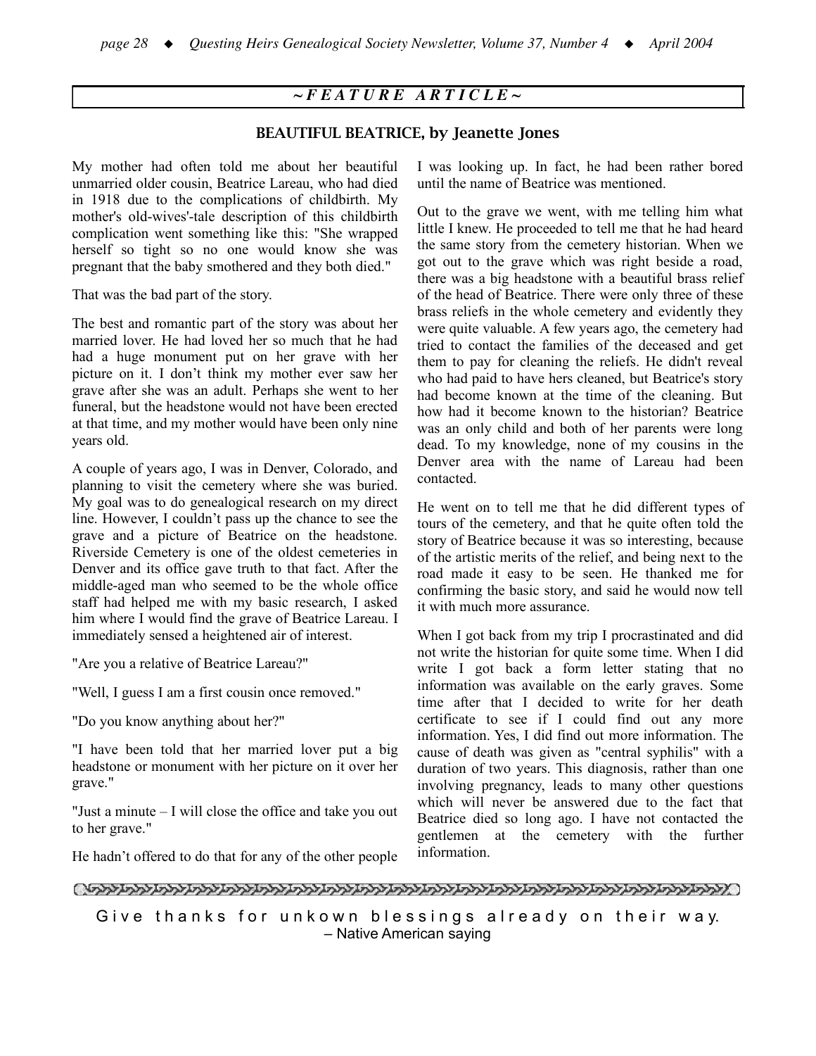## ~ FEATURE ARTICLE ~

### BEAUTIFUL BEATRICE, by Jeanette Jones

My mother had often told me about her beautiful unmarried older cousin, Beatrice Lareau, who had died in 1918 due to the complications of childbirth. My mother's old-wives'-tale description of this childbirth complication went something like this: "She wrapped herself so tight so no one would know she was pregnant that the baby smothered and they both died."

That was the bad part of the story.

The best and romantic part of the story was about her married lover. He had loved her so much that he had had a huge monument put on her grave with her picture on it. I don't think my mother ever saw her grave after she was an adult. Perhaps she went to her funeral, but the headstone would not have been erected at that time, and my mother would have been only nine years old.

A couple of years ago, I was in Denver, Colorado, and planning to visit the cemetery where she was buried. My goal was to do genealogical research on my direct line. However, I couldn't pass up the chance to see the grave and a picture of Beatrice on the headstone. Riverside Cemetery is one of the oldest cemeteries in Denver and its office gave truth to that fact. After the middle-aged man who seemed to be the whole office staff had helped me with my basic research, I asked him where I would find the grave of Beatrice Lareau. I immediately sensed a heightened air of interest.

"Are you a relative of Beatrice Lareau?"

"Well, I guess I am a first cousin once removed."

"Do you know anything about her?"

"I have been told that her married lover put a big headstone or monument with her picture on it over her grave."

"Just a minute – I will close the office and take you out to her grave."

He hadn't offered to do that for any of the other people I was looking up. In fact, he had been rather bored until the name of Beatrice was mentioned.

Out to the grave we went, with me telling him what little I knew. He proceeded to tell me that he had heard the same story from the cemetery historian. When we got out to the grave which was right beside a road, there was a big headstone with a beautiful brass relief of the head of Beatrice. There were only three of these brass reliefs in the whole cemetery and evidently they were quite valuable. A few years ago, the cemetery had tried to contact the families of the deceased and get them to pay for cleaning the reliefs. He didn't reveal who had paid to have hers cleaned, but Beatrice's story had become known at the time of the cleaning. But how had it become known to the historian? Beatrice was an only child and both of her parents were long dead. To my knowledge, none of my cousins in the Denver area with the name of Lareau had been contacted.

He went on to tell me that he did different types of tours of the cemetery, and that he quite often told the story of Beatrice because it was so interesting, because of the artistic merits of the relief, and being next to the road made it easy to be seen. He thanked me for confirming the basic story, and said he would now tell it with much more assurance.

When I got back from my trip I procrastinated and did not write the historian for quite some time. When I did write I got back a form letter stating that no information was available on the early graves. Some time after that I decided to write for her death certificate to see if I could find out any more information. Yes, I did find out more information. The cause of death was given as "central syphilis" with a duration of two years. This diagnosis, rather than one involving pregnancy, leads to many other questions which will never be answered due to the fact that Beatrice died so long ago. I have not contacted the gentlemen at the cemetery with the further information.

---

Give thanks for unkown blessings already on their way.
– Native American saying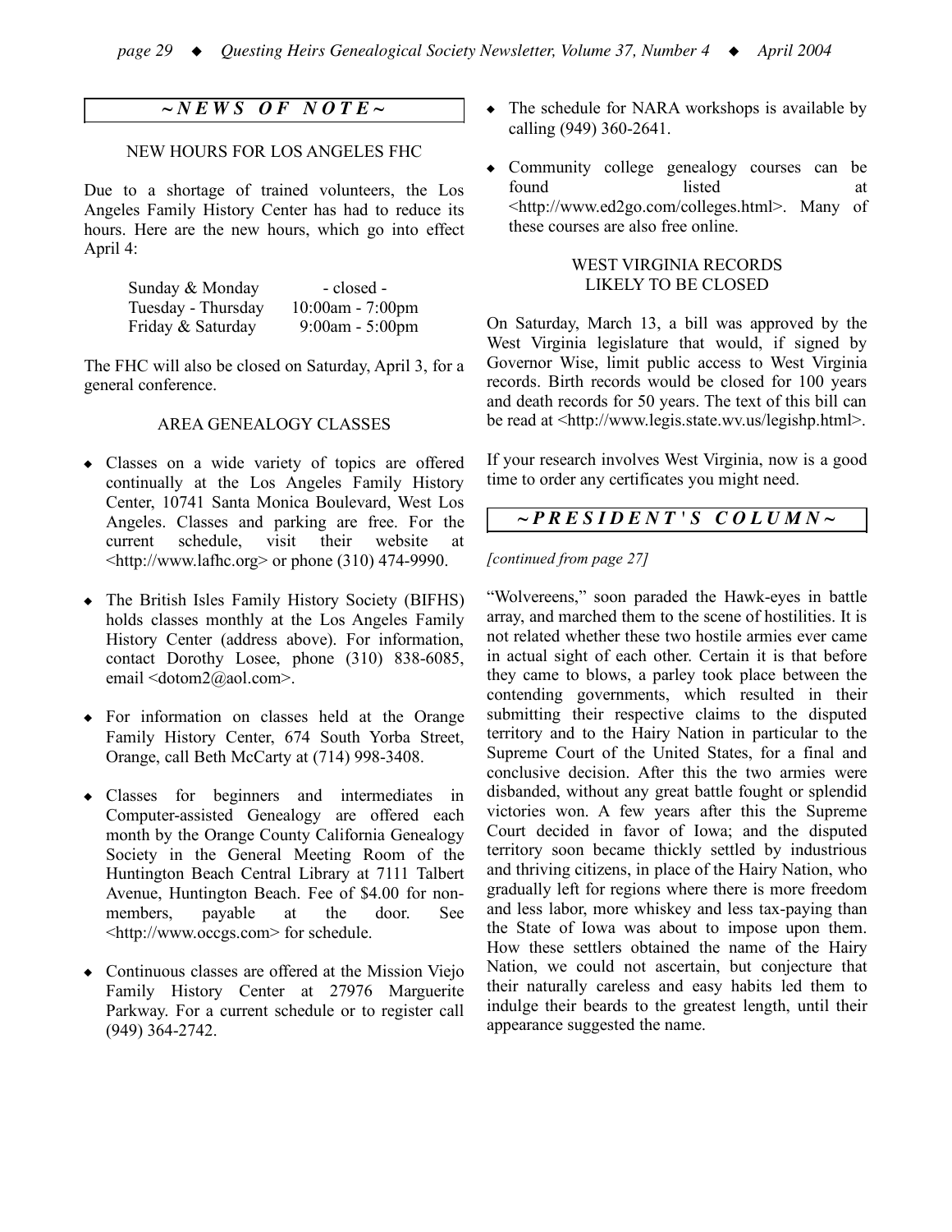## ~ NEWS OF NOTE ~

### NEW HOURS FOR LOS ANGELES FHC

Due to a shortage of trained volunteers, the Los Angeles Family History Center has had to reduce its hours. Here are the new hours, which go into effect April 4:

| | |
|---|---|
| Sunday & Monday | - closed - |
| Tuesday - Thursday | 10:00am - 7:00pm |
| Friday & Saturday | 9:00am - 5:00pm |

The FHC will also be closed on Saturday, April 3, for a general conference.

### AREA GENEALOGY CLASSES

- Classes on a wide variety of topics are offered continually at the Los Angeles Family History Center, 10741 Santa Monica Boulevard, West Los Angeles. Classes and parking are free. For the current schedule, visit their website at <http://www.lafhc.org> or phone (310) 474-9990.
- The British Isles Family History Society (BIFHS) holds classes monthly at the Los Angeles Family History Center (address above). For information, contact Dorothy Losee, phone (310) 838-6085, email <dotom2@aol.com>.
- For information on classes held at the Orange Family History Center, 674 South Yorba Street, Orange, call Beth McCarty at (714) 998-3408.
- Classes for beginners and intermediates in Computer-assisted Genealogy are offered each month by the Orange County California Genealogy Society in the General Meeting Room of the Huntington Beach Central Library at 7111 Talbert Avenue, Huntington Beach. Fee of $4.00 for non-members, payable at the door. See <http://www.occgs.com> for schedule.
- Continuous classes are offered at the Mission Viejo Family History Center at 27976 Marguerite Parkway. For a current schedule or to register call (949) 364-2742.
- The schedule for NARA workshops is available by calling (949) 360-2641.
- Community college genealogy courses can be found listed at <http://www.ed2go.com/colleges.html>. Many of these courses are also free online.

### WEST VIRGINIA RECORDS LIKELY TO BE CLOSED

On Saturday, March 13, a bill was approved by the West Virginia legislature that would, if signed by Governor Wise, limit public access to West Virginia records. Birth records would be closed for 100 years and death records for 50 years. The text of this bill can be read at <http://www.legis.state.wv.us/legishp.html>.

If your research involves West Virginia, now is a good time to order any certificates you might need.

## ~ PRESIDENT'S COLUMN ~

*[continued from page 27]*

"Wolvereens," soon paraded the Hawk-eyes in battle array, and marched them to the scene of hostilities. It is not related whether these two hostile armies ever came in actual sight of each other. Certain it is that before they came to blows, a parley took place between the contending governments, which resulted in their submitting their respective claims to the disputed territory and to the Hairy Nation in particular to the Supreme Court of the United States, for a final and conclusive decision. After this the two armies were disbanded, without any great battle fought or splendid victories won. A few years after this the Supreme Court decided in favor of Iowa; and the disputed territory soon became thickly settled by industrious and thriving citizens, in place of the Hairy Nation, who gradually left for regions where there is more freedom and less labor, more whiskey and less tax-paying than the State of Iowa was about to impose upon them. How these settlers obtained the name of the Hairy Nation, we could not ascertain, but conjecture that their naturally careless and easy habits led them to indulge their beards to the greatest length, until their appearance suggested the name.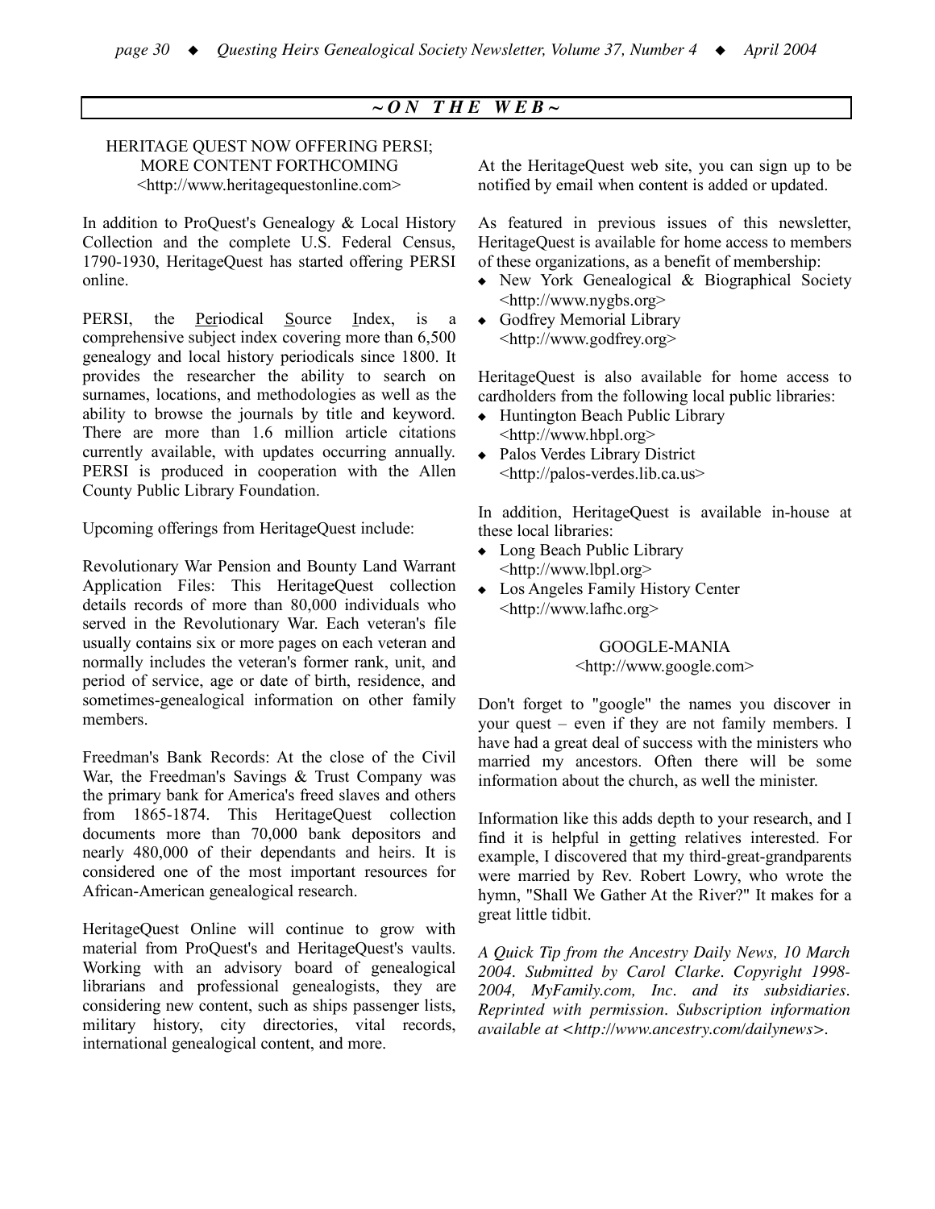## ~ ON THE WEB ~

### HERITAGE QUEST NOW OFFERING PERSI; MORE CONTENT FORTHCOMING
<http://www.heritagequestonline.com>

In addition to ProQuest's Genealogy & Local History Collection and the complete U.S. Federal Census, 1790-1930, HeritageQuest has started offering PERSI online.

PERSI, the Periodical Source Index, is a comprehensive subject index covering more than 6,500 genealogy and local history periodicals since 1800. It provides the researcher the ability to search on surnames, locations, and methodologies as well as the ability to browse the journals by title and keyword. There are more than 1.6 million article citations currently available, with updates occurring annually. PERSI is produced in cooperation with the Allen County Public Library Foundation.

Upcoming offerings from HeritageQuest include:

Revolutionary War Pension and Bounty Land Warrant Application Files: This HeritageQuest collection details records of more than 80,000 individuals who served in the Revolutionary War. Each veteran's file usually contains six or more pages on each veteran and normally includes the veteran's former rank, unit, and period of service, age or date of birth, residence, and sometimes-genealogical information on other family members.

Freedman's Bank Records: At the close of the Civil War, the Freedman's Savings & Trust Company was the primary bank for America's freed slaves and others from 1865-1874. This HeritageQuest collection documents more than 70,000 bank depositors and nearly 480,000 of their dependants and heirs. It is considered one of the most important resources for African-American genealogical research.

HeritageQuest Online will continue to grow with material from ProQuest's and HeritageQuest's vaults. Working with an advisory board of genealogical librarians and professional genealogists, they are considering new content, such as ships passenger lists, military history, city directories, vital records, international genealogical content, and more.

At the HeritageQuest web site, you can sign up to be notified by email when content is added or updated.

As featured in previous issues of this newsletter, HeritageQuest is available for home access to members of these organizations, as a benefit of membership:

- New York Genealogical & Biographical Society <http://www.nygbs.org>
- Godfrey Memorial Library <http://www.godfrey.org>

HeritageQuest is also available for home access to cardholders from the following local public libraries:

- Huntington Beach Public Library <http://www.hbpl.org>
- Palos Verdes Library District <http://palos-verdes.lib.ca.us>

In addition, HeritageQuest is available in-house at these local libraries:

- Long Beach Public Library <http://www.lbpl.org>
- Los Angeles Family History Center <http://www.lafhc.org>

### GOOGLE-MANIA
<http://www.google.com>

Don't forget to "google" the names you discover in your quest – even if they are not family members. I have had a great deal of success with the ministers who married my ancestors. Often there will be some information about the church, as well the minister.

Information like this adds depth to your research, and I find it is helpful in getting relatives interested. For example, I discovered that my third-great-grandparents were married by Rev. Robert Lowry, who wrote the hymn, "Shall We Gather At the River?" It makes for a great little tidbit.

*A Quick Tip from the Ancestry Daily News, 10 March 2004. Submitted by Carol Clarke. Copyright 1998-2004, MyFamily.com, Inc. and its subsidiaries. Reprinted with permission. Subscription information available at <http://www.ancestry.com/dailynews>.*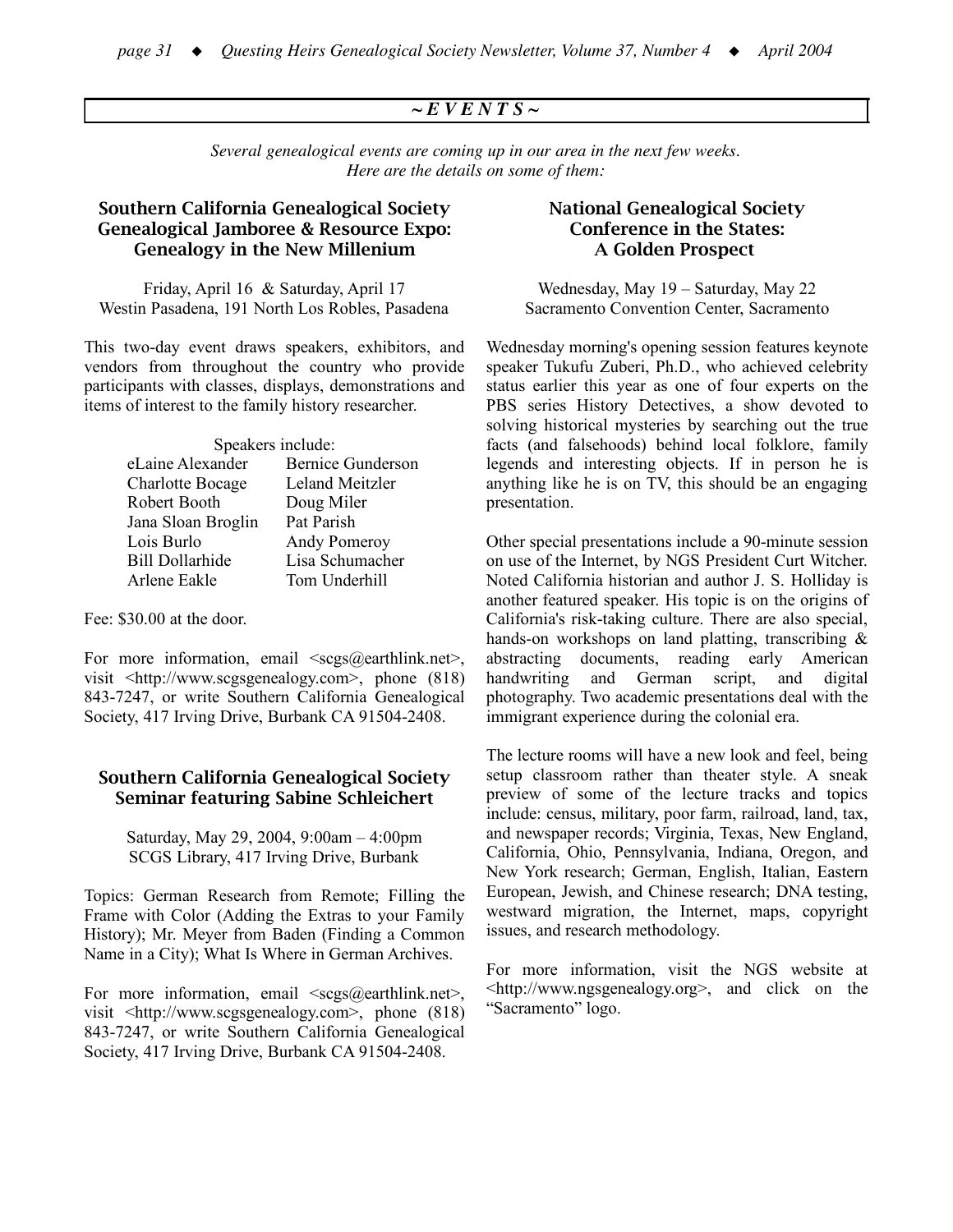## ~ E V E N T S ~

*Several genealogical events are coming up in our area in the next few weeks. Here are the details on some of them:*

### Southern California Genealogical Society Genealogical Jamboree & Resource Expo: Genealogy in the New Millenium

Friday, April 16 & Saturday, April 17
Westin Pasadena, 191 North Los Robles, Pasadena

This two-day event draws speakers, exhibitors, and vendors from throughout the country who provide participants with classes, displays, demonstrations and items of interest to the family history researcher.

Speakers include:

| | |
|---|---|
| eLaine Alexander | Bernice Gunderson |
| Charlotte Bocage | Leland Meitzler |
| Robert Booth | Doug Miler |
| Jana Sloan Broglin | Pat Parish |
| Lois Burlo | Andy Pomeroy |
| Bill Dollarhide | Lisa Schumacher |
| Arlene Eakle | Tom Underhill |

Fee: $30.00 at the door.

For more information, email <scgs@earthlink.net>, visit <http://www.scgsgenealogy.com>, phone (818) 843-7247, or write Southern California Genealogical Society, 417 Irving Drive, Burbank CA 91504-2408.

### Southern California Genealogical Society Seminar featuring Sabine Schleichert

Saturday, May 29, 2004, 9:00am – 4:00pm
SCGS Library, 417 Irving Drive, Burbank

Topics: German Research from Remote; Filling the Frame with Color (Adding the Extras to your Family History); Mr. Meyer from Baden (Finding a Common Name in a City); What Is Where in German Archives.

For more information, email <scgs@earthlink.net>, visit <http://www.scgsgenealogy.com>, phone (818) 843-7247, or write Southern California Genealogical Society, 417 Irving Drive, Burbank CA 91504-2408.

### National Genealogical Society Conference in the States: A Golden Prospect

Wednesday, May 19 – Saturday, May 22
Sacramento Convention Center, Sacramento

Wednesday morning's opening session features keynote speaker Tukufu Zuberi, Ph.D., who achieved celebrity status earlier this year as one of four experts on the PBS series History Detectives, a show devoted to solving historical mysteries by searching out the true facts (and falsehoods) behind local folklore, family legends and interesting objects. If in person he is anything like he is on TV, this should be an engaging presentation.

Other special presentations include a 90-minute session on use of the Internet, by NGS President Curt Witcher. Noted California historian and author J. S. Holliday is another featured speaker. His topic is on the origins of California's risk-taking culture. There are also special, hands-on workshops on land platting, transcribing & abstracting documents, reading early American handwriting and German script, and digital photography. Two academic presentations deal with the immigrant experience during the colonial era.

The lecture rooms will have a new look and feel, being setup classroom rather than theater style. A sneak preview of some of the lecture tracks and topics include: census, military, poor farm, railroad, land, tax, and newspaper records; Virginia, Texas, New England, California, Ohio, Pennsylvania, Indiana, Oregon, and New York research; German, English, Italian, Eastern European, Jewish, and Chinese research; DNA testing, westward migration, the Internet, maps, copyright issues, and research methodology.

For more information, visit the NGS website at <http://www.ngsgenealogy.org>, and click on the "Sacramento" logo.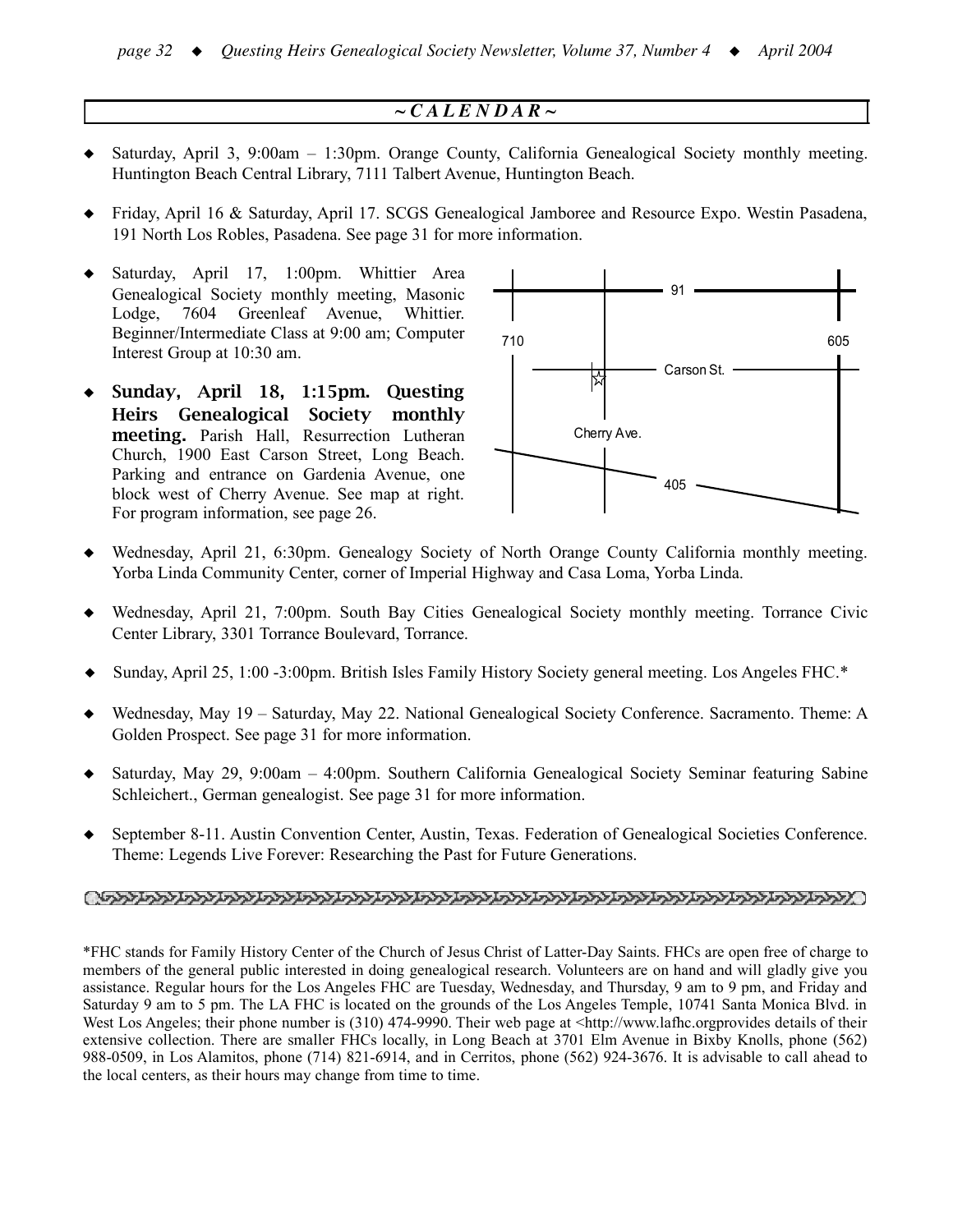## ~ CALENDAR ~

- Saturday, April 3, 9:00am – 1:30pm. Orange County, California Genealogical Society monthly meeting. Huntington Beach Central Library, 7111 Talbert Avenue, Huntington Beach.
- Friday, April 16 & Saturday, April 17. SCGS Genealogical Jamboree and Resource Expo. Westin Pasadena, 191 North Los Robles, Pasadena. See page 31 for more information.
- Saturday, April 17, 1:00pm. Whittier Area Genealogical Society monthly meeting, Masonic Lodge, 7604 Greenleaf Avenue, Whittier. Beginner/Intermediate Class at 9:00 am; Computer Interest Group at 10:30 am.
- **Sunday, April 18, 1:15pm. Questing Heirs Genealogical Society monthly meeting.** Parish Hall, Resurrection Lutheran Church, 1900 East Carson Street, Long Beach. Parking and entrance on Gardenia Avenue, one block west of Cherry Avenue. See map at right. For program information, see page 26.

91
710
605
Carson St.
Cherry Ave.
405

- Wednesday, April 21, 6:30pm. Genealogy Society of North Orange County California monthly meeting. Yorba Linda Community Center, corner of Imperial Highway and Casa Loma, Yorba Linda.
- Wednesday, April 21, 7:00pm. South Bay Cities Genealogical Society monthly meeting. Torrance Civic Center Library, 3301 Torrance Boulevard, Torrance.
- Sunday, April 25, 1:00 -3:00pm. British Isles Family History Society general meeting. Los Angeles FHC.*
- Wednesday, May 19 – Saturday, May 22. National Genealogical Society Conference. Sacramento. Theme: A Golden Prospect. See page 31 for more information.
- Saturday, May 29, 9:00am – 4:00pm. Southern California Genealogical Society Seminar featuring Sabine Schleichert., German genealogist. See page 31 for more information.
- September 8-11. Austin Convention Center, Austin, Texas. Federation of Genealogical Societies Conference. Theme: Legends Live Forever: Researching the Past for Future Generations.

---

*FHC stands for Family History Center of the Church of Jesus Christ of Latter-Day Saints. FHCs are open free of charge to members of the general public interested in doing genealogical research. Volunteers are on hand and will gladly give you assistance. Regular hours for the Los Angeles FHC are Tuesday, Wednesday, and Thursday, 9 am to 9 pm, and Friday and Saturday 9 am to 5 pm. The LA FHC is located on the grounds of the Los Angeles Temple, 10741 Santa Monica Blvd. in West Los Angeles; their phone number is (310) 474-9990. Their web page at <http://www.lafhc.orgprovides details of their extensive collection. There are smaller FHCs locally, in Long Beach at 3701 Elm Avenue in Bixby Knolls, phone (562) 988-0509, in Los Alamitos, phone (714) 821-6914, and in Cerritos, phone (562) 924-3676. It is advisable to call ahead to the local centers, as their hours may change from time to time.